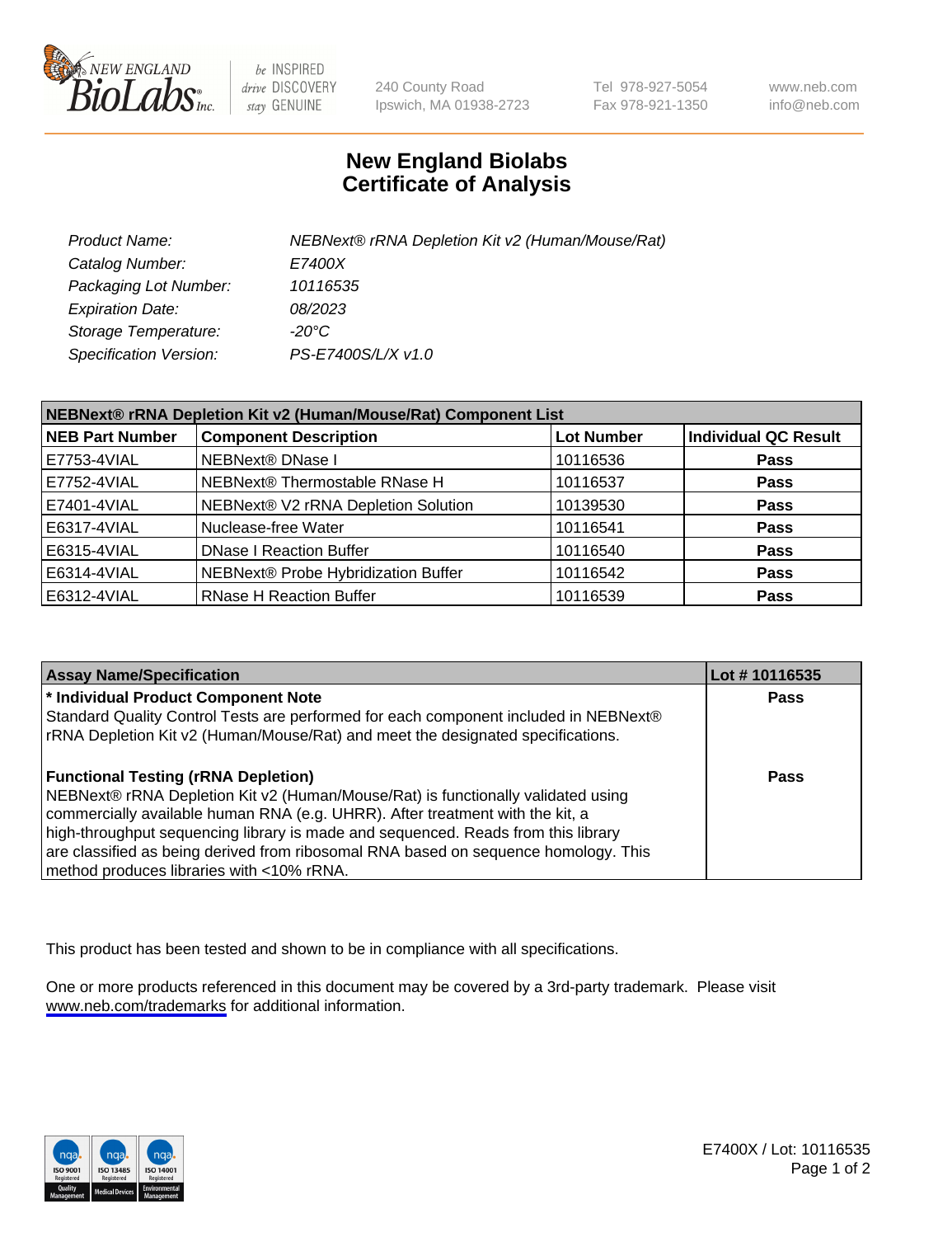# New England Biolabs Certificate of Analysis

| | |
|---|---|
| *Product Name:* | *NEBNext® rRNA Depletion Kit v2 (Human/Mouse/Rat)* |
| *Catalog Number:* | *E7400X* |
| *Packaging Lot Number:* | *10116535* |
| *Expiration Date:* | *08/2023* |
| *Storage Temperature:* | *-20°C* |
| *Specification Version:* | *PS-E7400S/L/X v1.0* |

**NEBNext® rRNA Depletion Kit v2 (Human/Mouse/Rat) Component List**

| NEB Part Number | Component Description | Lot Number | Individual QC Result |
|---|---|---|---|
| E7753-4VIAL | NEBNext® DNase I | 10116536 | **Pass** |
| E7752-4VIAL | NEBNext® Thermostable RNase H | 10116537 | **Pass** |
| E7401-4VIAL | NEBNext® V2 rRNA Depletion Solution | 10139530 | **Pass** |
| E6317-4VIAL | Nuclease-free Water | 10116541 | **Pass** |
| E6315-4VIAL | DNase I Reaction Buffer | 10116540 | **Pass** |
| E6314-4VIAL | NEBNext® Probe Hybridization Buffer | 10116542 | **Pass** |
| E6312-4VIAL | RNase H Reaction Buffer | 10116539 | **Pass** |

| Assay Name/Specification | Lot # 10116535 |
|---|---|
| **\* Individual Product Component Note**<br>Standard Quality Control Tests are performed for each component included in NEBNext® rRNA Depletion Kit v2 (Human/Mouse/Rat) and meet the designated specifications. | **Pass** |
| **Functional Testing (rRNA Depletion)**<br>NEBNext® rRNA Depletion Kit v2 (Human/Mouse/Rat) is functionally validated using commercially available human RNA (e.g. UHRR). After treatment with the kit, a high-throughput sequencing library is made and sequenced. Reads from this library are classified as being derived from ribosomal RNA based on sequence homology. This method produces libraries with <10% rRNA. | **Pass** |

This product has been tested and shown to be in compliance with all specifications.

One or more products referenced in this document may be covered by a 3rd-party trademark. Please visit www.neb.com/trademarks for additional information.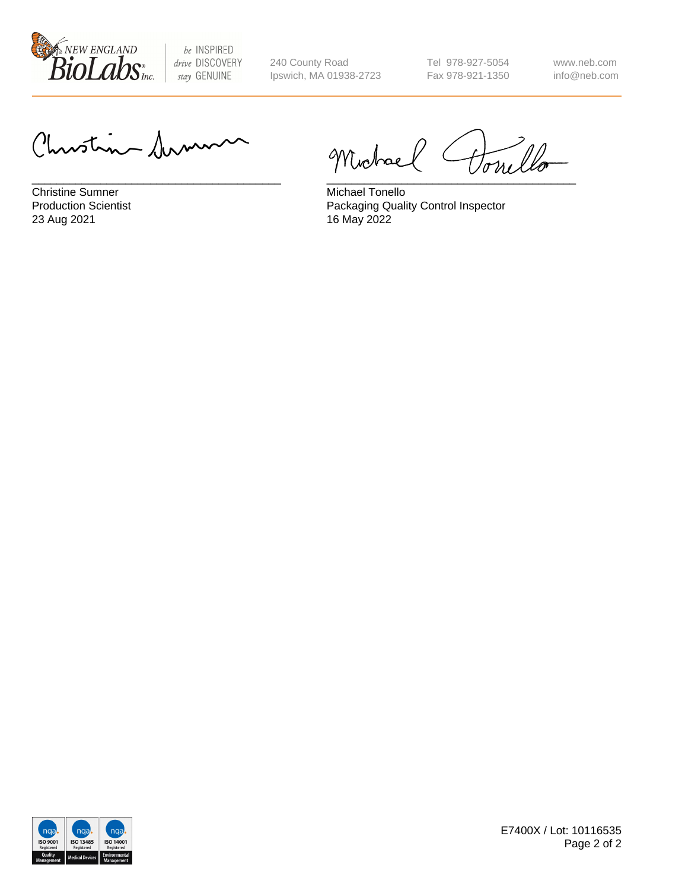be INSPIRED
drive DISCOVERY
stay GENUINE

240 County Road
Ipswich, MA 01938-2723

Tel 978-927-5054
Fax 978-921-1350

www.neb.com
info@neb.com

\_\_\_\_\_\_\_\_\_\_\_\_\_\_\_\_\_\_\_\_\_\_\_\_\_\_\_\_\_\_\_\_\_\_\_\_\_\_\_\_

Christine Sumner
Production Scientist
23 Aug 2021

\_\_\_\_\_\_\_\_\_\_\_\_\_\_\_\_\_\_\_\_\_\_\_\_\_\_\_\_\_\_\_\_\_\_\_\_\_\_\_\_

Michael Tonello
Packaging Quality Control Inspector
16 May 2022

E7400X / Lot: 10116535